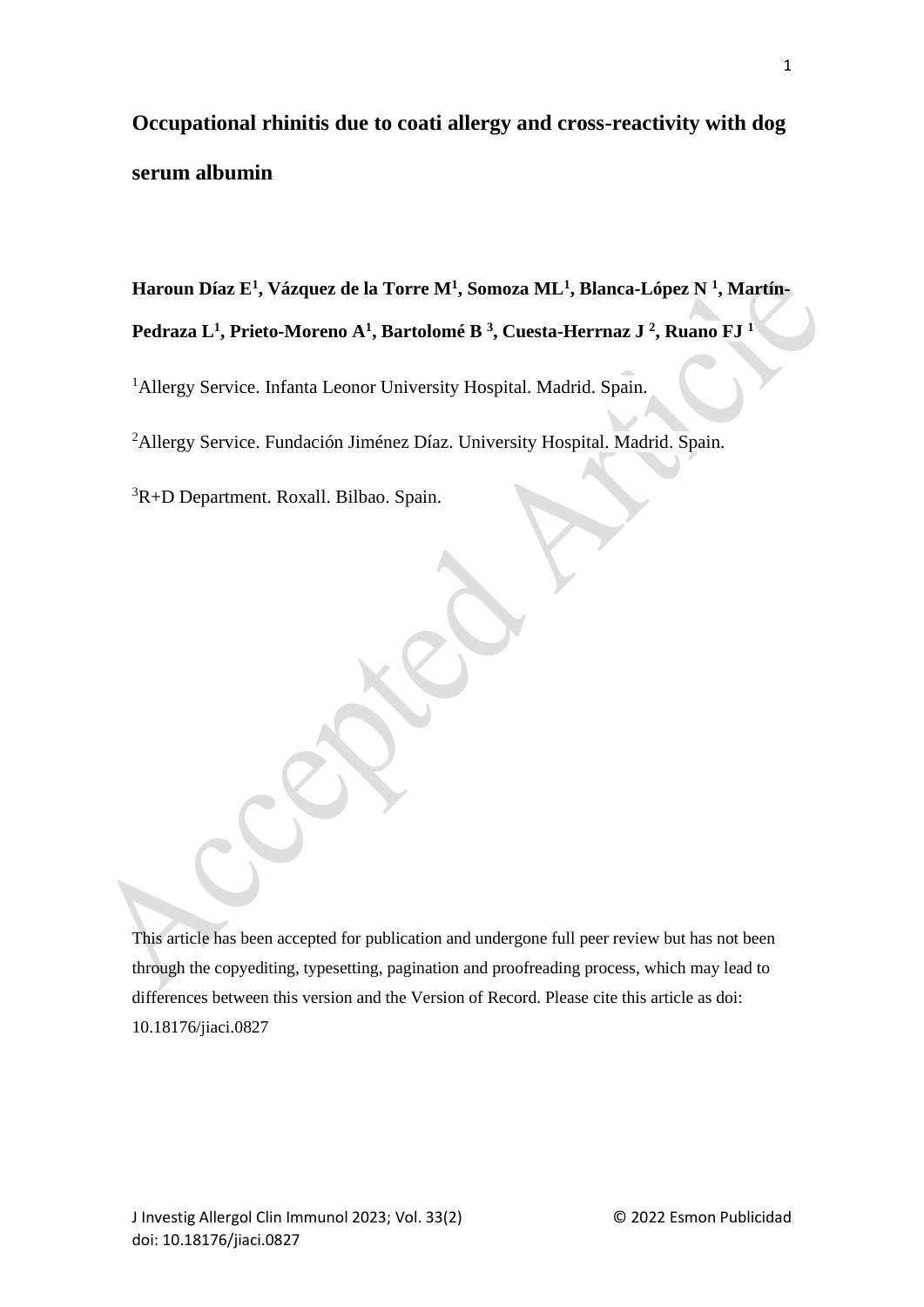# Occupational rhinitis due to coati allergy and cross-reactivity with dog serum albumin

**Haroun Díaz E[1], Vázquez de la Torre M[1], Somoza ML[1], Blanca-López N [1], Martín-Pedraza L[1], Prieto-Moreno A[1], Bartolomé B [3], Cuesta-Herrnaz J [2], Ruano FJ [1]**

[1]Allergy Service. Infanta Leonor University Hospital. Madrid. Spain.

[2]Allergy Service. Fundación Jiménez Díaz. University Hospital. Madrid. Spain.

[3]R+D Department. Roxall. Bilbao. Spain.

This article has been accepted for publication and undergone full peer review but has not been through the copyediting, typesetting, pagination and proofreading process, which may lead to differences between this version and the Version of Record. Please cite this article as doi: 10.18176/jiaci.0827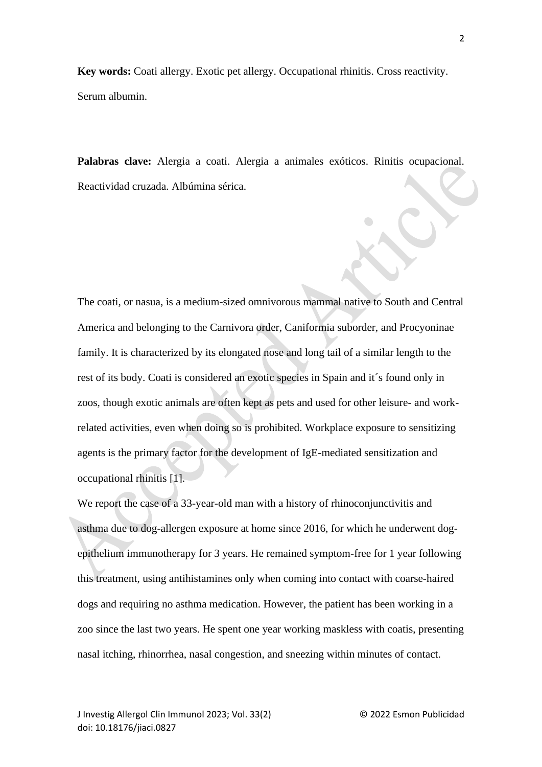**Key words:** Coati allergy. Exotic pet allergy. Occupational rhinitis. Cross reactivity. Serum albumin.

**Palabras clave:** Alergia a coati. Alergia a animales exóticos. Rinitis ocupacional. Reactividad cruzada. Albúmina sérica.

The coati, or nasua, is a medium-sized omnivorous mammal native to South and Central America and belonging to the Carnivora order, Caniformia suborder, and Procyoninae family. It is characterized by its elongated nose and long tail of a similar length to the rest of its body. Coati is considered an exotic species in Spain and it´s found only in zoos, though exotic animals are often kept as pets and used for other leisure- and work-related activities, even when doing so is prohibited. Workplace exposure to sensitizing agents is the primary factor for the development of IgE-mediated sensitization and occupational rhinitis [1].

We report the case of a 33-year-old man with a history of rhinoconjunctivitis and asthma due to dog-allergen exposure at home since 2016, for which he underwent dog-epithelium immunotherapy for 3 years. He remained symptom-free for 1 year following this treatment, using antihistamines only when coming into contact with coarse-haired dogs and requiring no asthma medication. However, the patient has been working in a zoo since the last two years. He spent one year working maskless with coatis, presenting nasal itching, rhinorrhea, nasal congestion, and sneezing within minutes of contact.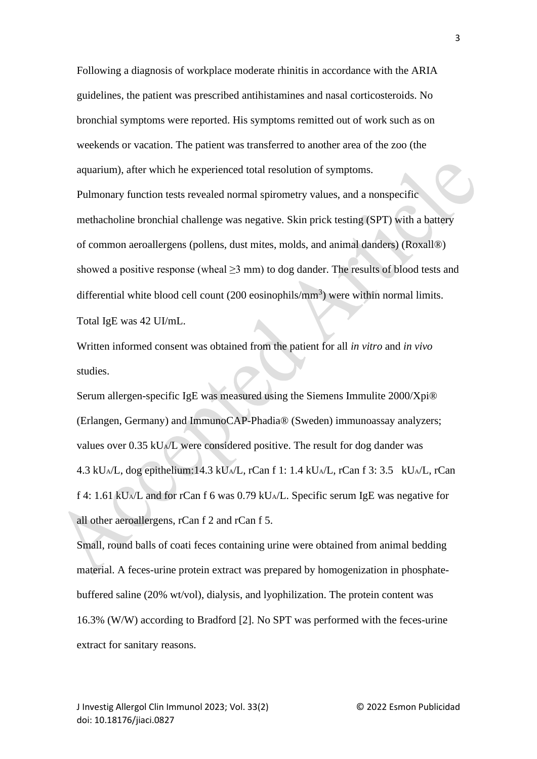Following a diagnosis of workplace moderate rhinitis in accordance with the ARIA guidelines, the patient was prescribed antihistamines and nasal corticosteroids. No bronchial symptoms were reported. His symptoms remitted out of work such as on weekends or vacation. The patient was transferred to another area of the zoo (the aquarium), after which he experienced total resolution of symptoms.

Pulmonary function tests revealed normal spirometry values, and a nonspecific methacholine bronchial challenge was negative. Skin prick testing (SPT) with a battery of common aeroallergens (pollens, dust mites, molds, and animal danders) (Roxall®) showed a positive response (wheal ≥3 mm) to dog dander. The results of blood tests and differential white blood cell count (200 eosinophils/mm$^3$) were within normal limits. Total IgE was 42 UI/mL.

Written informed consent was obtained from the patient for all *in vitro* and *in vivo* studies.

Serum allergen-specific IgE was measured using the Siemens Immulite 2000/Xpi® (Erlangen, Germany) and ImmunoCAP-Phadia® (Sweden) immunoassay analyzers; values over 0.35 kU$_A$/L were considered positive. The result for dog dander was 4.3 kU$_A$/L, dog epithelium:14.3 kU$_A$/L, rCan f 1: 1.4 kU$_A$/L, rCan f 3: 3.5 kU$_A$/L, rCan f 4: 1.61 kU$_A$/L and for rCan f 6 was 0.79 kU$_A$/L. Specific serum IgE was negative for all other aeroallergens, rCan f 2 and rCan f 5.

Small, round balls of coati feces containing urine were obtained from animal bedding material. A feces-urine protein extract was prepared by homogenization in phosphate-buffered saline (20% wt/vol), dialysis, and lyophilization. The protein content was 16.3% (W/W) according to Bradford [2]. No SPT was performed with the feces-urine extract for sanitary reasons.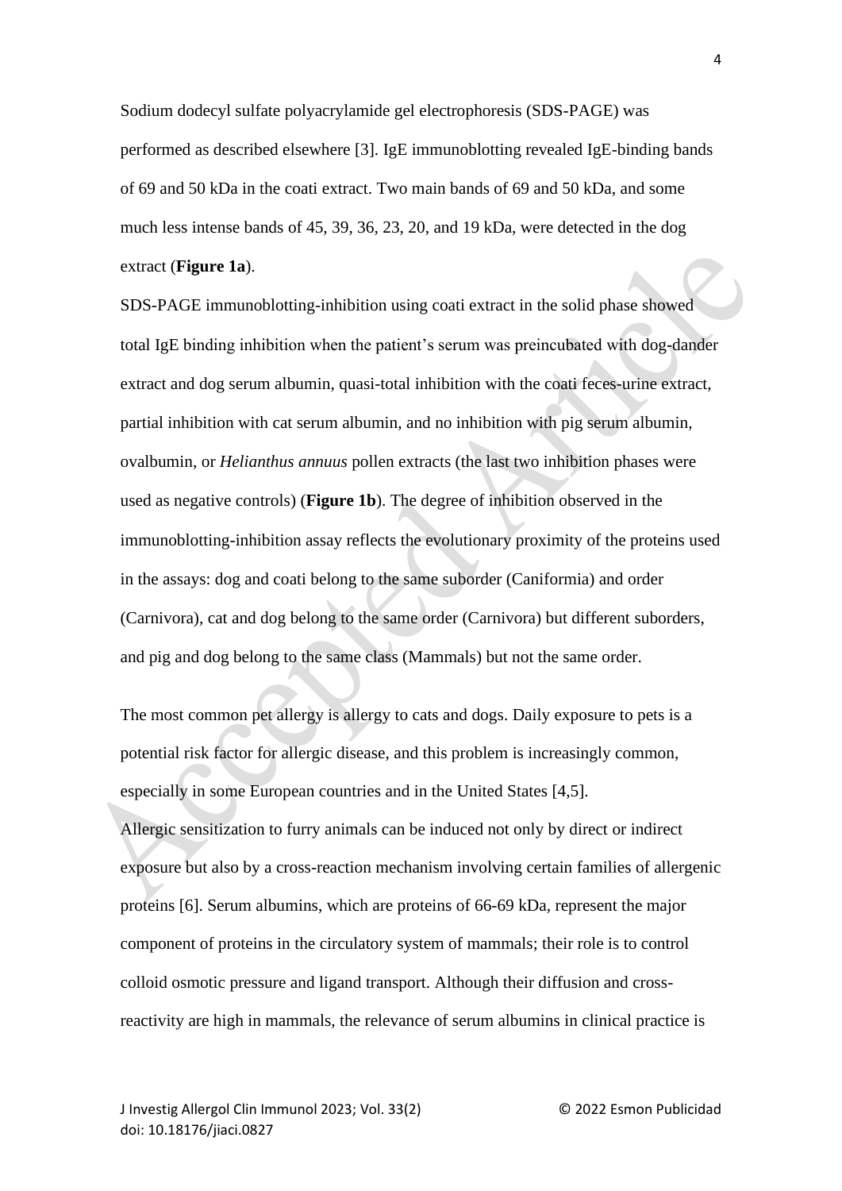Sodium dodecyl sulfate polyacrylamide gel electrophoresis (SDS-PAGE) was performed as described elsewhere [3]. IgE immunoblotting revealed IgE-binding bands of 69 and 50 kDa in the coati extract. Two main bands of 69 and 50 kDa, and some much less intense bands of 45, 39, 36, 23, 20, and 19 kDa, were detected in the dog extract (**Figure 1a**).

SDS-PAGE immunoblotting-inhibition using coati extract in the solid phase showed total IgE binding inhibition when the patient's serum was preincubated with dog-dander extract and dog serum albumin, quasi-total inhibition with the coati feces-urine extract, partial inhibition with cat serum albumin, and no inhibition with pig serum albumin, ovalbumin, or *Helianthus annuus* pollen extracts (the last two inhibition phases were used as negative controls) (**Figure 1b**). The degree of inhibition observed in the immunoblotting-inhibition assay reflects the evolutionary proximity of the proteins used in the assays: dog and coati belong to the same suborder (Caniformia) and order (Carnivora), cat and dog belong to the same order (Carnivora) but different suborders, and pig and dog belong to the same class (Mammals) but not the same order.

The most common pet allergy is allergy to cats and dogs. Daily exposure to pets is a potential risk factor for allergic disease, and this problem is increasingly common, especially in some European countries and in the United States [4,5].

Allergic sensitization to furry animals can be induced not only by direct or indirect exposure but also by a cross-reaction mechanism involving certain families of allergenic proteins [6]. Serum albumins, which are proteins of 66-69 kDa, represent the major component of proteins in the circulatory system of mammals; their role is to control colloid osmotic pressure and ligand transport. Although their diffusion and cross-reactivity are high in mammals, the relevance of serum albumins in clinical practice is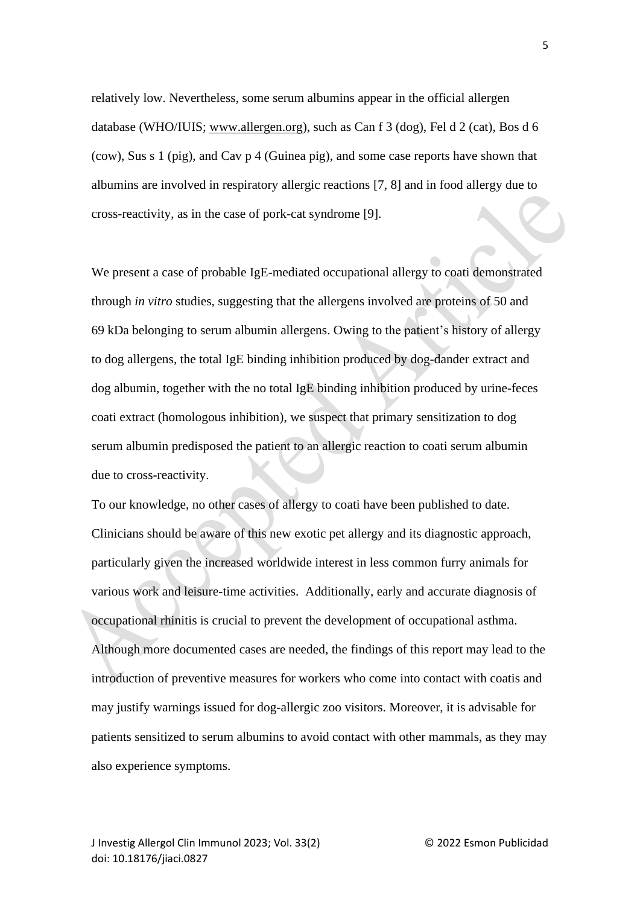relatively low. Nevertheless, some serum albumins appear in the official allergen database (WHO/IUIS; www.allergen.org), such as Can f 3 (dog), Fel d 2 (cat), Bos d 6 (cow), Sus s 1 (pig), and Cav p 4 (Guinea pig), and some case reports have shown that albumins are involved in respiratory allergic reactions [7, 8] and in food allergy due to cross-reactivity, as in the case of pork-cat syndrome [9].

We present a case of probable IgE-mediated occupational allergy to coati demonstrated through *in vitro* studies, suggesting that the allergens involved are proteins of 50 and 69 kDa belonging to serum albumin allergens. Owing to the patient's history of allergy to dog allergens, the total IgE binding inhibition produced by dog-dander extract and dog albumin, together with the no total IgE binding inhibition produced by urine-feces coati extract (homologous inhibition), we suspect that primary sensitization to dog serum albumin predisposed the patient to an allergic reaction to coati serum albumin due to cross-reactivity.

To our knowledge, no other cases of allergy to coati have been published to date. Clinicians should be aware of this new exotic pet allergy and its diagnostic approach, particularly given the increased worldwide interest in less common furry animals for various work and leisure-time activities. Additionally, early and accurate diagnosis of occupational rhinitis is crucial to prevent the development of occupational asthma. Although more documented cases are needed, the findings of this report may lead to the introduction of preventive measures for workers who come into contact with coatis and may justify warnings issued for dog-allergic zoo visitors. Moreover, it is advisable for patients sensitized to serum albumins to avoid contact with other mammals, as they may also experience symptoms.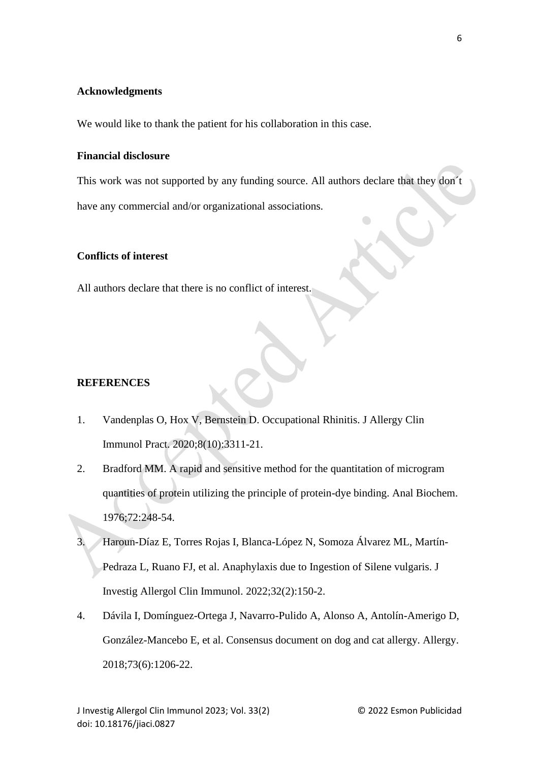## Acknowledgments

We would like to thank the patient for his collaboration in this case.

## Financial disclosure

This work was not supported by any funding source. All authors declare that they don´t have any commercial and/or organizational associations.

## Conflicts of interest

All authors declare that there is no conflict of interest.

## REFERENCES

1. Vandenplas O, Hox V, Bernstein D. Occupational Rhinitis. J Allergy Clin Immunol Pract. 2020;8(10):3311-21.
2. Bradford MM. A rapid and sensitive method for the quantitation of microgram quantities of protein utilizing the principle of protein-dye binding. Anal Biochem. 1976;72:248-54.
3. Haroun-Díaz E, Torres Rojas I, Blanca-López N, Somoza Álvarez ML, Martín-Pedraza L, Ruano FJ, et al. Anaphylaxis due to Ingestion of Silene vulgaris. J Investig Allergol Clin Immunol. 2022;32(2):150-2.
4. Dávila I, Domínguez-Ortega J, Navarro-Pulido A, Alonso A, Antolín-Amerigo D, González-Mancebo E, et al. Consensus document on dog and cat allergy. Allergy. 2018;73(6):1206-22.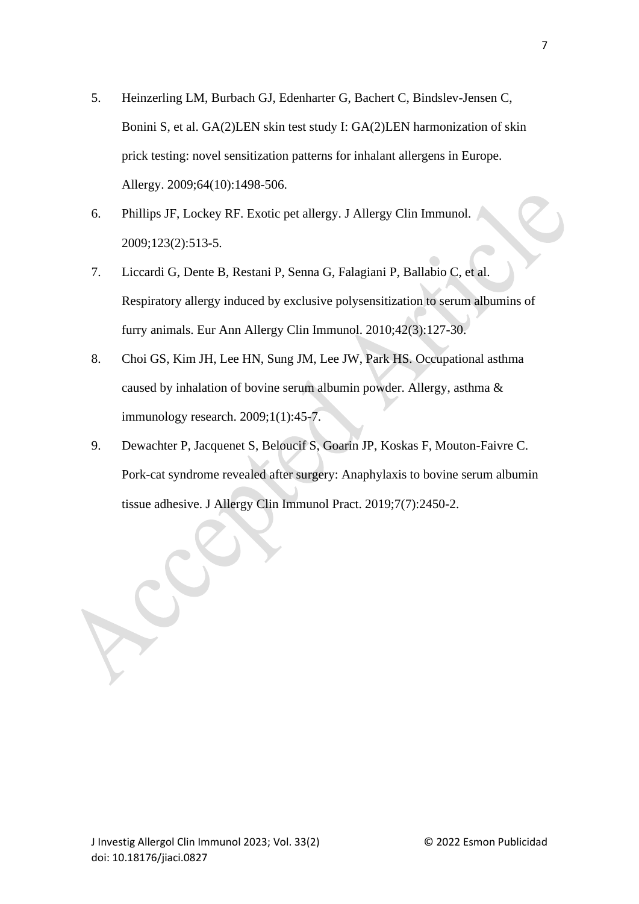5. Heinzerling LM, Burbach GJ, Edenharter G, Bachert C, Bindslev-Jensen C, Bonini S, et al. GA(2)LEN skin test study I: GA(2)LEN harmonization of skin prick testing: novel sensitization patterns for inhalant allergens in Europe. Allergy. 2009;64(10):1498-506.
6. Phillips JF, Lockey RF. Exotic pet allergy. J Allergy Clin Immunol. 2009;123(2):513-5.
7. Liccardi G, Dente B, Restani P, Senna G, Falagiani P, Ballabio C, et al. Respiratory allergy induced by exclusive polysensitization to serum albumins of furry animals. Eur Ann Allergy Clin Immunol. 2010;42(3):127-30.
8. Choi GS, Kim JH, Lee HN, Sung JM, Lee JW, Park HS. Occupational asthma caused by inhalation of bovine serum albumin powder. Allergy, asthma & immunology research. 2009;1(1):45-7.
9. Dewachter P, Jacquenet S, Beloucif S, Goarin JP, Koskas F, Mouton-Faivre C. Pork-cat syndrome revealed after surgery: Anaphylaxis to bovine serum albumin tissue adhesive. J Allergy Clin Immunol Pract. 2019;7(7):2450-2.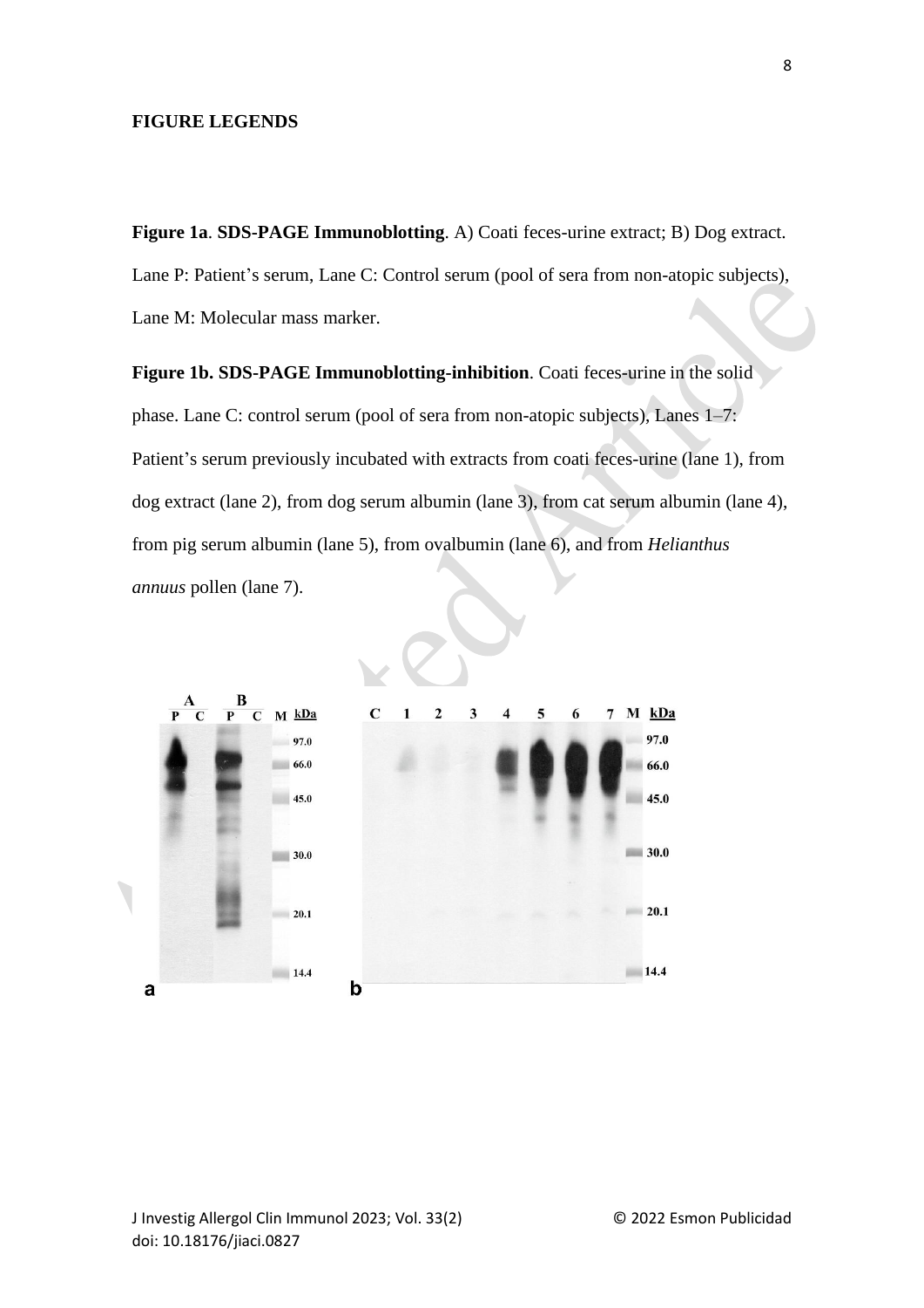# FIGURE LEGENDS

**Figure 1a**. **SDS-PAGE Immunoblotting**. A) Coati feces-urine extract; B) Dog extract. Lane P: Patient's serum, Lane C: Control serum (pool of sera from non-atopic subjects), Lane M: Molecular mass marker.

**Figure 1b. SDS-PAGE Immunoblotting-inhibition**. Coati feces-urine in the solid phase. Lane C: control serum (pool of sera from non-atopic subjects), Lanes 1–7: Patient's serum previously incubated with extracts from coati feces-urine (lane 1), from dog extract (lane 2), from dog serum albumin (lane 3), from cat serum albumin (lane 4), from pig serum albumin (lane 5), from ovalbumin (lane 6), and from *Helianthus annuus* pollen (lane 7).

a

A B
P C P C M kDa
97.0
66.0
45.0
30.0
20.1
14.4

b

C 1 2 3 4 5 6 7 M kDa
97.0
66.0
45.0
30.0
20.1
14.4